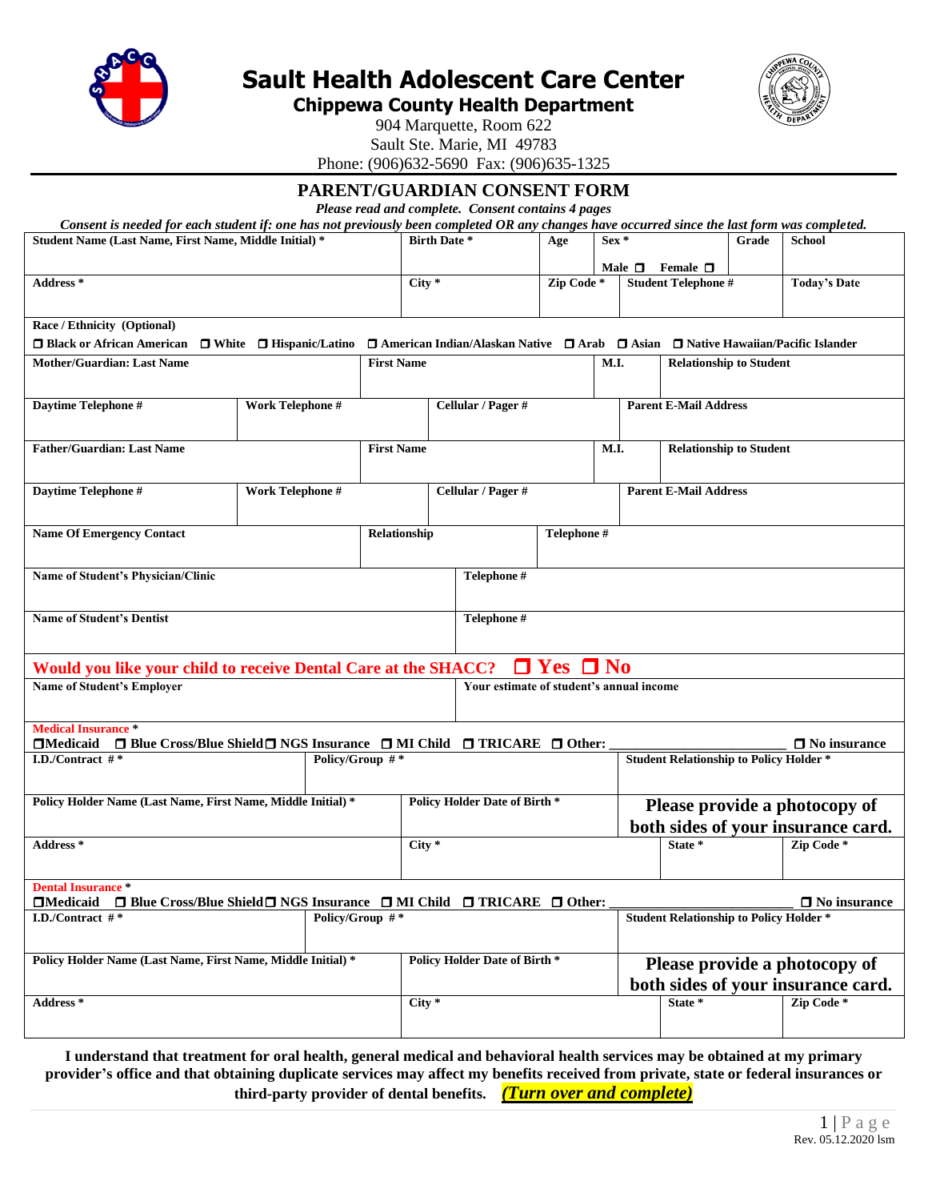# Sault Health Adolescent Care Center

## Chippewa County Health Department

904 Marquette, Room 622
Sault Ste. Marie, MI 49783
Phone: (906)632-5690 Fax: (906)635-1325

## PARENT/GUARDIAN CONSENT FORM

*Please read and complete. Consent contains 4 pages*

***Consent is needed for each student if: one has not previously been completed OR any changes have occurred since the last form was completed.***

| Student Name (Last Name, First Name, Middle Initial) * | Birth Date * | Age | Sex * Male ☐ Female ☐ | Grade | School |
|---|---|---|---|---|---|
| | | | | | |

| Address * | City * | Zip Code * | Student Telephone # | Today's Date |
|---|---|---|---|---|
| | | | | |

**Race / Ethnicity (Optional)**
☐ Black or African American ☐ White ☐ Hispanic/Latino ☐ American Indian/Alaskan Native ☐ Arab ☐ Asian ☐ Native Hawaiian/Pacific Islander

| Mother/Guardian: Last Name | First Name | M.I. | Relationship to Student |
|---|---|---|---|
| | | | |

| Daytime Telephone # | Work Telephone # | Cellular / Pager # | Parent E-Mail Address |
|---|---|---|---|
| | | | |

| Father/Guardian: Last Name | First Name | M.I. | Relationship to Student |
|---|---|---|---|
| | | | |

| Daytime Telephone # | Work Telephone # | Cellular / Pager # | Parent E-Mail Address |
|---|---|---|---|
| | | | |

| Name Of Emergency Contact | Relationship | Telephone # |
|---|---|---|
| | | |

| Name of Student's Physician/Clinic | Telephone # |
|---|---|
| | |

| Name of Student's Dentist | Telephone # |
|---|---|
| | |

**Would you like your child to receive Dental Care at the SHACC? ☐ Yes ☐ No**

| Name of Student's Employer | Your estimate of student's annual income |
|---|---|
| | |

**Medical Insurance** *
☐Medicaid ☐ Blue Cross/Blue Shield ☐ NGS Insurance ☐ MI Child ☐ TRICARE ☐ Other: ________________________ ☐ No insurance

| I.D./Contract # * | Policy/Group # * | Student Relationship to Policy Holder * |
|---|---|---|
| | | |

| Policy Holder Name (Last Name, First Name, Middle Initial) * | Policy Holder Date of Birth * | **Please provide a photocopy of both sides of your insurance card.** |
|---|---|---|
| | | |

| Address * | City * | State * | Zip Code * |
|---|---|---|---|
| | | | |

**Dental Insurance** *
☐Medicaid ☐ Blue Cross/Blue Shield ☐ NGS Insurance ☐ MI Child ☐ TRICARE ☐ Other: ________________________ ☐ No insurance

| I.D./Contract # * | Policy/Group # * | Student Relationship to Policy Holder * |
|---|---|---|
| | | |

| Policy Holder Name (Last Name, First Name, Middle Initial) * | Policy Holder Date of Birth * | **Please provide a photocopy of both sides of your insurance card.** |
|---|---|---|
| | | |

| Address * | City * | State * | Zip Code * |
|---|---|---|---|
| | | | |

**I understand that treatment for oral health, general medical and behavioral health services may be obtained at my primary provider's office and that obtaining duplicate services may affect my benefits received from private, state or federal insurances or third-party provider of dental benefits.** ***(Turn over and complete)***

Rev. 05.12.2020 lsm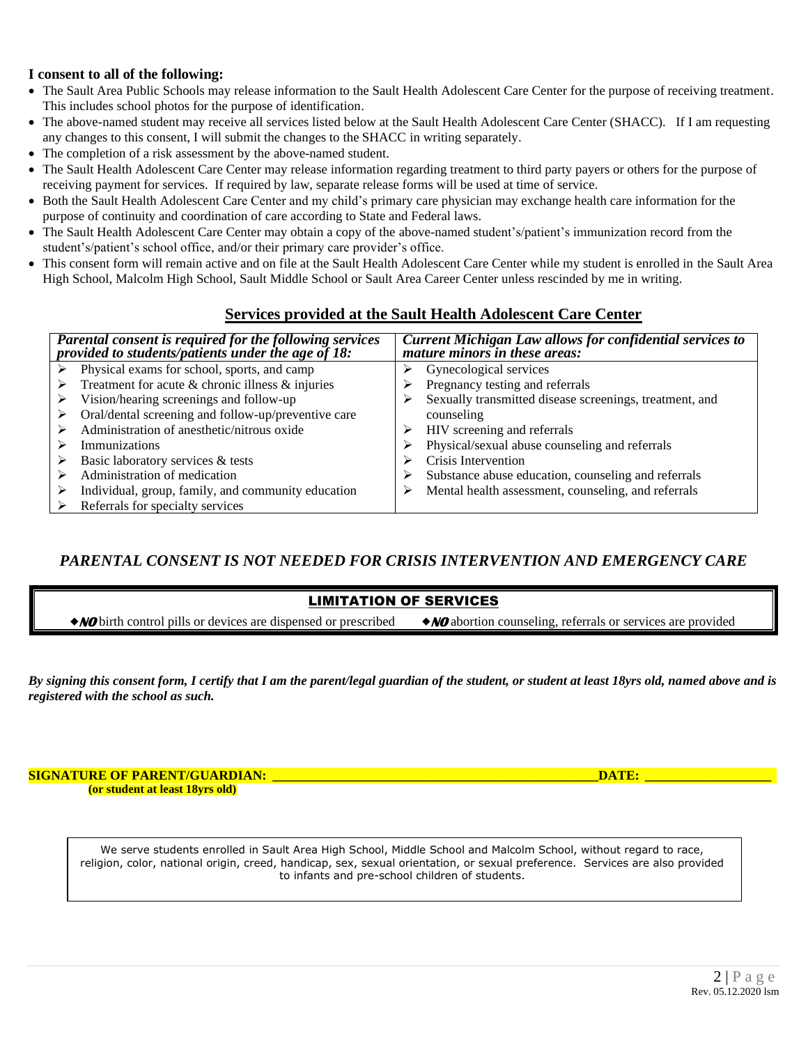**I consent to all of the following:**

- The Sault Area Public Schools may release information to the Sault Health Adolescent Care Center for the purpose of receiving treatment. This includes school photos for the purpose of identification.
- The above-named student may receive all services listed below at the Sault Health Adolescent Care Center (SHACC). If I am requesting any changes to this consent, I will submit the changes to the SHACC in writing separately.
- The completion of a risk assessment by the above-named student.
- The Sault Health Adolescent Care Center may release information regarding treatment to third party payers or others for the purpose of receiving payment for services. If required by law, separate release forms will be used at time of service.
- Both the Sault Health Adolescent Care Center and my child's primary care physician may exchange health care information for the purpose of continuity and coordination of care according to State and Federal laws.
- The Sault Health Adolescent Care Center may obtain a copy of the above-named student's/patient's immunization record from the student's/patient's school office, and/or their primary care provider's office.
- This consent form will remain active and on file at the Sault Health Adolescent Care Center while my student is enrolled in the Sault Area High School, Malcolm High School, Sault Middle School or Sault Area Career Center unless rescinded by me in writing.

## Services provided at the Sault Health Adolescent Care Center

| ***Parental consent is required for the following services provided to students/patients under the age of 18:*** | ***Current Michigan Law allows for confidential services to mature minors in these areas:*** |
|---|---|
| ➢ Physical exams for school, sports, and camp | ➢ Gynecological services |
| ➢ Treatment for acute & chronic illness & injuries | ➢ Pregnancy testing and referrals |
| ➢ Vision/hearing screenings and follow-up | ➢ Sexually transmitted disease screenings, treatment, and counseling |
| ➢ Oral/dental screening and follow-up/preventive care | ➢ HIV screening and referrals |
| ➢ Administration of anesthetic/nitrous oxide | ➢ Physical/sexual abuse counseling and referrals |
| ➢ Immunizations | ➢ Crisis Intervention |
| ➢ Basic laboratory services & tests | ➢ Substance abuse education, counseling and referrals |
| ➢ Administration of medication | ➢ Mental health assessment, counseling, and referrals |
| ➢ Individual, group, family, and community education | |
| ➢ Referrals for specialty services | |

### *PARENTAL CONSENT IS NOT NEEDED FOR CRISIS INTERVENTION AND EMERGENCY CARE*

**LIMITATION OF SERVICES**

◆***NO*** birth control pills or devices are dispensed or prescribed ◆***NO*** abortion counseling, referrals or services are provided

***By signing this consent form, I certify that I am the parent/legal guardian of the student, or student at least 18yrs old, named above and is registered with the school as such.***

**SIGNATURE OF PARENT/GUARDIAN: \_\_\_\_\_\_\_\_\_\_\_\_\_\_\_\_\_\_\_\_\_\_\_\_\_\_\_\_\_\_\_\_\_\_\_\_\_\_\_\_\_\_\_\_\_\_DATE: \_\_\_\_\_\_\_\_\_\_\_\_\_\_\_\_\_\_**
**(or student at least 18yrs old)**

We serve students enrolled in Sault Area High School, Middle School and Malcolm School, without regard to race, religion, color, national origin, creed, handicap, sex, sexual orientation, or sexual preference. Services are also provided to infants and pre-school children of students.

Rev. 05.12.2020 lsm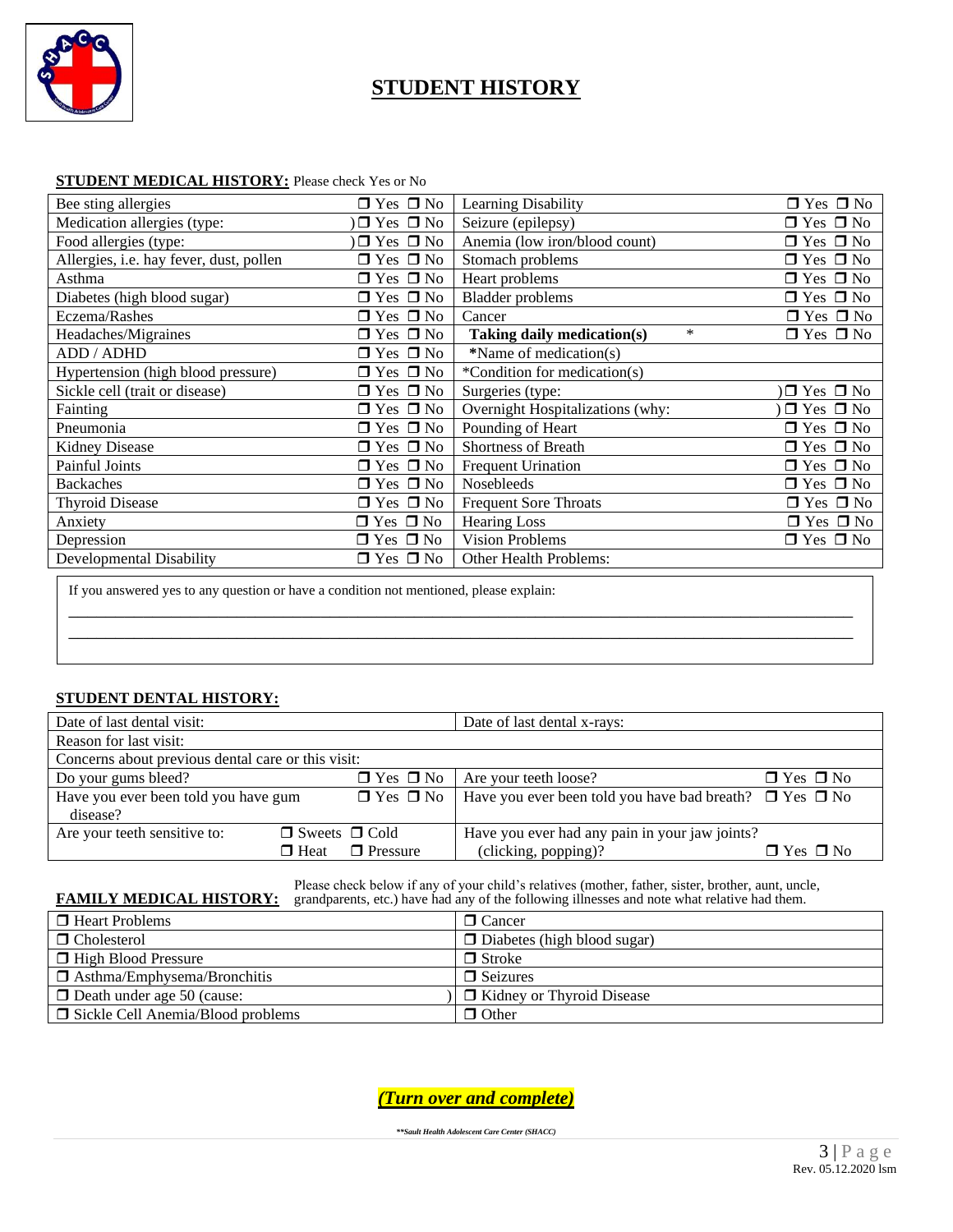# STUDENT HISTORY

**STUDENT MEDICAL HISTORY:** Please check Yes or No

| Condition | | Condition | |
|---|---|---|---|
| Bee sting allergies | ❒ Yes ❒ No | Learning Disability | ❒ Yes ❒ No |
| Medication allergies (type: ) | ❒ Yes ❒ No | Seizure (epilepsy) | ❒ Yes ❒ No |
| Food allergies (type: ) | ❒ Yes ❒ No | Anemia (low iron/blood count) | ❒ Yes ❒ No |
| Allergies, i.e. hay fever, dust, pollen | ❒ Yes ❒ No | Stomach problems | ❒ Yes ❒ No |
| Asthma | ❒ Yes ❒ No | Heart problems | ❒ Yes ❒ No |
| Diabetes (high blood sugar) | ❒ Yes ❒ No | Bladder problems | ❒ Yes ❒ No |
| Eczema/Rashes | ❒ Yes ❒ No | Cancer | ❒ Yes ❒ No |
| Headaches/Migraines | ❒ Yes ❒ No | **Taking daily medication(s)** * | ❒ Yes ❒ No |
| ADD / ADHD | ❒ Yes ❒ No | ***Name of medication(s)** | |
| Hypertension (high blood pressure) | ❒ Yes ❒ No | *Condition for medication(s) | |
| Sickle cell (trait or disease) | ❒ Yes ❒ No | Surgeries (type: ) | ❒ Yes ❒ No |
| Fainting | ❒ Yes ❒ No | Overnight Hospitalizations (why: ) | ❒ Yes ❒ No |
| Pneumonia | ❒ Yes ❒ No | Pounding of Heart | ❒ Yes ❒ No |
| Kidney Disease | ❒ Yes ❒ No | Shortness of Breath | ❒ Yes ❒ No |
| Painful Joints | ❒ Yes ❒ No | Frequent Urination | ❒ Yes ❒ No |
| Backaches | ❒ Yes ❒ No | Nosebleeds | ❒ Yes ❒ No |
| Thyroid Disease | ❒ Yes ❒ No | Frequent Sore Throats | ❒ Yes ❒ No |
| Anxiety | ❒ Yes ❒ No | Hearing Loss | ❒ Yes ❒ No |
| Depression | ❒ Yes ❒ No | Vision Problems | ❒ Yes ❒ No |
| Developmental Disability | ❒ Yes ❒ No | Other Health Problems: | |

If you answered yes to any question or have a condition not mentioned, please explain:

______________________________________________________________________________

______________________________________________________________________________

**STUDENT DENTAL HISTORY:**

| | | | |
|---|---|---|---|
| Date of last dental visit: | | Date of last dental x-rays: | |
| Reason for last visit: | | | |
| Concerns about previous dental care or this visit: | | | |
| Do your gums bleed? | ❒ Yes ❒ No | Are your teeth loose? | ❒ Yes ❒ No |
| Have you ever been told you have gum disease? | ❒ Yes ❒ No | Have you ever been told you have bad breath? | ❒ Yes ❒ No |
| Are your teeth sensitive to: | ❒ Sweets ❒ Cold ❒ Heat ❒ Pressure | Have you ever had any pain in your jaw joints? (clicking, popping)? | ❒ Yes ❒ No |

**FAMILY MEDICAL HISTORY:** Please check below if any of your child's relatives (mother, father, sister, brother, aunt, uncle, grandparents, etc.) have had any of the following illnesses and note what relative had them.

| | |
|---|---|
| ❒ Heart Problems | ❒ Cancer |
| ❒ Cholesterol | ❒ Diabetes (high blood sugar) |
| ❒ High Blood Pressure | ❒ Stroke |
| ❒ Asthma/Emphysema/Bronchitis | ❒ Seizures |
| ❒ Death under age 50 (cause: ) | ❒ Kidney or Thyroid Disease |
| ❒ Sickle Cell Anemia/Blood problems | ❒ Other |

***(Turn over and complete)***

***Sault Health Adolescent Care Center (SHACC)*

Rev. 05.12.2020 lsm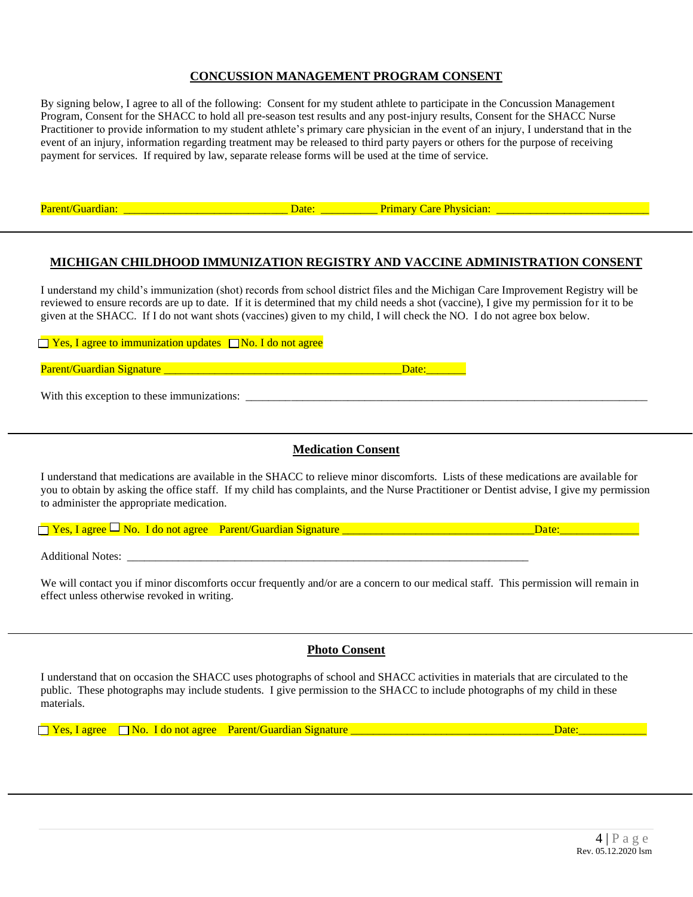## CONCUSSION MANAGEMENT PROGRAM CONSENT

By signing below, I agree to all of the following: Consent for my student athlete to participate in the Concussion Management Program, Consent for the SHACC to hold all pre-season test results and any post-injury results, Consent for the SHACC Nurse Practitioner to provide information to my student athlete's primary care physician in the event of an injury, I understand that in the event of an injury, information regarding treatment may be released to third party payers or others for the purpose of receiving payment for services. If required by law, separate release forms will be used at the time of service.

Parent/Guardian: ____________________________ Date: __________ Primary Care Physician: __________________________

---

## MICHIGAN CHILDHOOD IMMUNIZATION REGISTRY AND VACCINE ADMINISTRATION CONSENT

I understand my child's immunization (shot) records from school district files and the Michigan Care Improvement Registry will be reviewed to ensure records are up to date. If it is determined that my child needs a shot (vaccine), I give my permission for it to be given at the SHACC. If I do not want shots (vaccines) given to my child, I will check the NO. I do not agree box below.

☐ Yes, I agree to immunization updates ☐ No. I do not agree

Parent/Guardian Signature ________________________________________ Date:_______

With this exception to these immunizations: ________________________________________________________________________

---

## Medication Consent

I understand that medications are available in the SHACC to relieve minor discomforts. Lists of these medications are available for you to obtain by asking the office staff. If my child has complaints, and the Nurse Practitioner or Dentist advise, I give my permission to administer the appropriate medication.

☐ Yes, I agree ☐ No. I do not agree Parent/Guardian Signature _________________________________ Date:_____________

Additional Notes: ________________________________________________________________________

We will contact you if minor discomforts occur frequently and/or are a concern to our medical staff. This permission will remain in effect unless otherwise revoked in writing.

---

## Photo Consent

I understand that on occasion the SHACC uses photographs of school and SHACC activities in materials that are circulated to the public. These photographs may include students. I give permission to the SHACC to include photographs of my child in these materials.

☐ Yes, I agree ☐ No. I do not agree Parent/Guardian Signature ___________________________________ Date:___________

Rev. 05.12.2020 lsm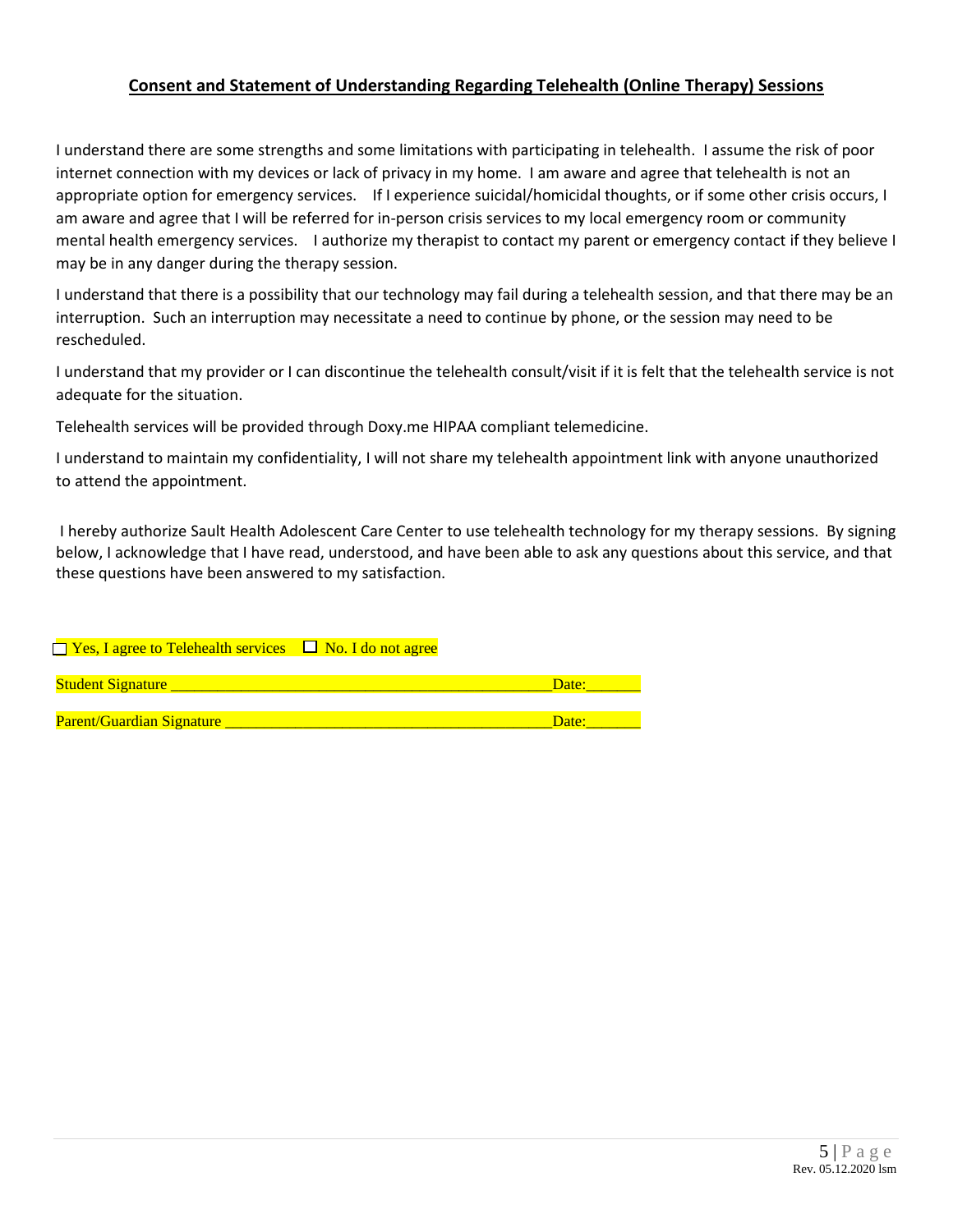## **Consent and Statement of Understanding Regarding Telehealth (Online Therapy) Sessions**

I understand there are some strengths and some limitations with participating in telehealth. I assume the risk of poor internet connection with my devices or lack of privacy in my home. I am aware and agree that telehealth is not an appropriate option for emergency services. If I experience suicidal/homicidal thoughts, or if some other crisis occurs, I am aware and agree that I will be referred for in-person crisis services to my local emergency room or community mental health emergency services. I authorize my therapist to contact my parent or emergency contact if they believe I may be in any danger during the therapy session.

I understand that there is a possibility that our technology may fail during a telehealth session, and that there may be an interruption. Such an interruption may necessitate a need to continue by phone, or the session may need to be rescheduled.

I understand that my provider or I can discontinue the telehealth consult/visit if it is felt that the telehealth service is not adequate for the situation.

Telehealth services will be provided through Doxy.me HIPAA compliant telemedicine.

I understand to maintain my confidentiality, I will not share my telehealth appointment link with anyone unauthorized to attend the appointment.

I hereby authorize Sault Health Adolescent Care Center to use telehealth technology for my therapy sessions. By signing below, I acknowledge that I have read, understood, and have been able to ask any questions about this service, and that these questions have been answered to my satisfaction.

☐ Yes, I agree to Telehealth services ☐ No. I do not agree

Student Signature ______________________________________________Date:______

Parent/Guardian Signature ________________________________________Date:______

Rev. 05.12.2020 lsm